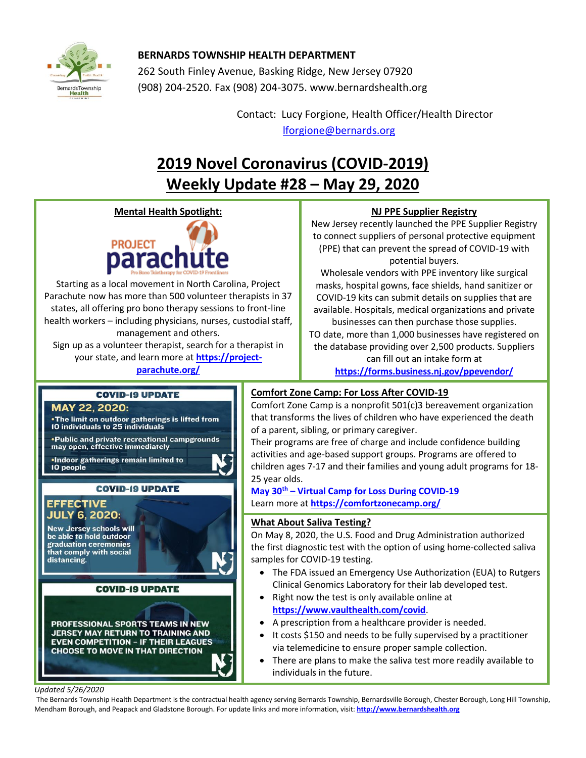**BERNARDS TOWNSHIP HEALTH DEPARTMENT**
262 South Finley Avenue, Basking Ridge, New Jersey 07920
(908) 204-2520. Fax (908) 204-3075. www.bernardshealth.org

Contact: Lucy Forgione, Health Officer/Health Director
lforgione@bernards.org

# 2019 Novel Coronavirus (COVID-2019) Weekly Update #28 – May 29, 2020

## Mental Health Spotlight:

PROJECT parachute
Pro Bono Teletherapy for COVID-19 Frontliners

Starting as a local movement in North Carolina, Project Parachute now has more than 500 volunteer therapists in 37 states, all offering pro bono therapy sessions to front-line health workers – including physicians, nurses, custodial staff, management and others.

Sign up as a volunteer therapist, search for a therapist in your state, and learn more at **https://project-parachute.org/**

## NJ PPE Supplier Registry

New Jersey recently launched the PPE Supplier Registry to connect suppliers of personal protective equipment (PPE) that can prevent the spread of COVID-19 with potential buyers.

Wholesale vendors with PPE inventory like surgical masks, hospital gowns, face shields, hand sanitizer or COVID-19 kits can submit details on supplies that are available. Hospitals, medical organizations and private businesses can then purchase those supplies.

TO date, more than 1,000 businesses have registered on the database providing over 2,500 products. Suppliers can fill out an intake form at **https://forms.business.nj.gov/ppevendor/**

## COVID-19 UPDATE

**MAY 22, 2020:**

- The limit on outdoor gatherings is lifted from 10 individuals to 25 individuals
- Public and private recreational campgrounds may open, effective immediately
- Indoor gatherings remain limited to 10 people

## COVID-19 UPDATE

**EFFECTIVE JULY 6, 2020:**

New Jersey schools will be able to hold outdoor graduation ceremonies that comply with social distancing.

## COVID-19 UPDATE

PROFESSIONAL SPORTS TEAMS IN NEW JERSEY MAY RETURN TO TRAINING AND EVEN COMPETITION – IF THEIR LEAGUES CHOOSE TO MOVE IN THAT DIRECTION

## Comfort Zone Camp: For Loss After COVID-19

Comfort Zone Camp is a nonprofit 501(c)3 bereavement organization that transforms the lives of children who have experienced the death of a parent, sibling, or primary caregiver.

Their programs are free of charge and include confidence building activities and age-based support groups. Programs are offered to children ages 7-17 and their families and young adult programs for 18-25 year olds.

**May 30th – Virtual Camp for Loss During COVID-19**

Learn more at **https://comfortzonecamp.org/**

## What About Saliva Testing?

On May 8, 2020, the U.S. Food and Drug Administration authorized the first diagnostic test with the option of using home-collected saliva samples for COVID-19 testing.

- The FDA issued an Emergency Use Authorization (EUA) to Rutgers Clinical Genomics Laboratory for their lab developed test.
- Right now the test is only available online at **https://www.vaulthealth.com/covid**.
- A prescription from a healthcare provider is needed.
- It costs $150 and needs to be fully supervised by a practitioner via telemedicine to ensure proper sample collection.
- There are plans to make the saliva test more readily available to individuals in the future.

*Updated 5/26/2020*

The Bernards Township Health Department is the contractual health agency serving Bernards Township, Bernardsville Borough, Chester Borough, Long Hill Township, Mendham Borough, and Peapack and Gladstone Borough. For update links and more information, visit: **http://www.bernardshealth.org**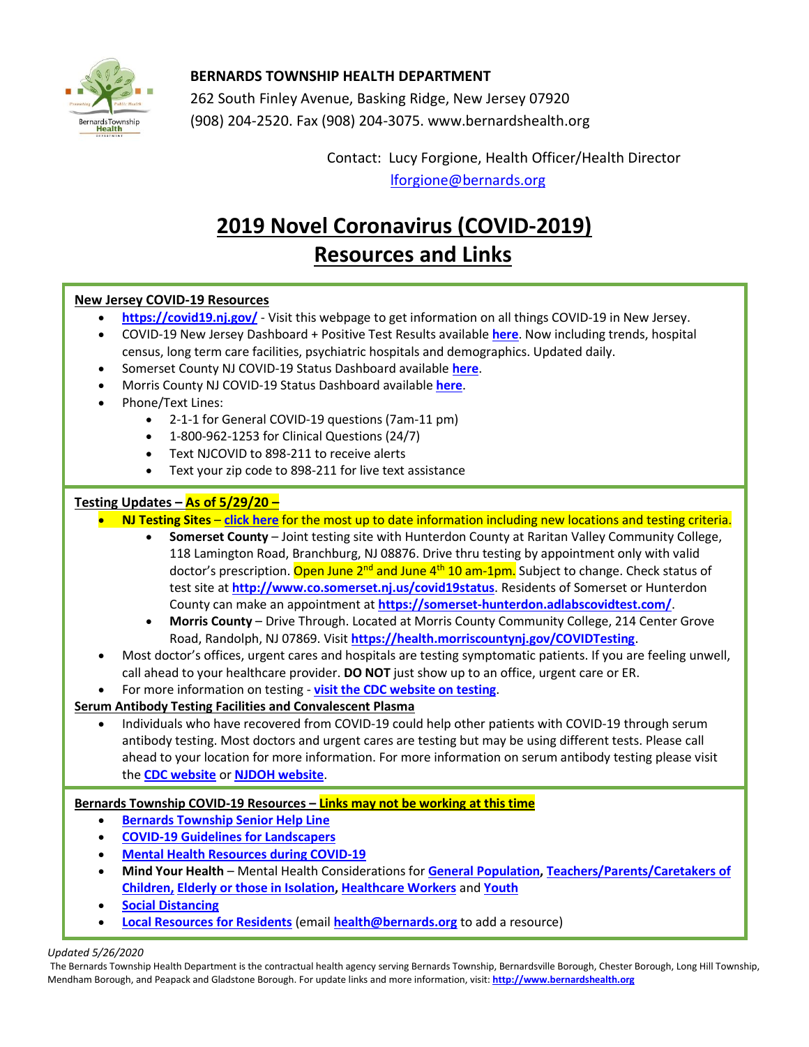**BERNARDS TOWNSHIP HEALTH DEPARTMENT**

262 South Finley Avenue, Basking Ridge, New Jersey 07920

(908) 204-2520. Fax (908) 204-3075. www.bernardshealth.org

Contact: Lucy Forgione, Health Officer/Health Director

lforgione@bernards.org

# 2019 Novel Coronavirus (COVID-2019) Resources and Links

**New Jersey COVID-19 Resources**

- **https://covid19.nj.gov/** - Visit this webpage to get information on all things COVID-19 in New Jersey.
- COVID-19 New Jersey Dashboard + Positive Test Results available **here**. Now including trends, hospital census, long term care facilities, psychiatric hospitals and demographics. Updated daily.
- Somerset County NJ COVID-19 Status Dashboard available **here**.
- Morris County NJ COVID-19 Status Dashboard available **here**.
- Phone/Text Lines:
    - 2-1-1 for General COVID-19 questions (7am-11 pm)
    - 1-800-962-1253 for Clinical Questions (24/7)
    - Text NJCOVID to 898-211 to receive alerts
    - Text your zip code to 898-211 for live text assistance

**Testing Updates – As of 5/29/20 –**

- **NJ Testing Sites** – **click here** for the most up to date information including new locations and testing criteria.
    - **Somerset County** – Joint testing site with Hunterdon County at Raritan Valley Community College, 118 Lamington Road, Branchburg, NJ 08876. Drive thru testing by appointment only with valid doctor's prescription. Open June 2nd and June 4th 10 am-1pm. Subject to change. Check status of test site at **http://www.co.somerset.nj.us/covid19status**. Residents of Somerset or Hunterdon County can make an appointment at **https://somerset-hunterdon.adlabscovidtest.com/**.
    - **Morris County** – Drive Through. Located at Morris County Community College, 214 Center Grove Road, Randolph, NJ 07869. Visit **https://health.morriscountynj.gov/COVIDTesting**.
- Most doctor's offices, urgent cares and hospitals are testing symptomatic patients. If you are feeling unwell, call ahead to your healthcare provider. **DO NOT** just show up to an office, urgent care or ER.
- For more information on testing - **visit the CDC website on testing**.

**Serum Antibody Testing Facilities and Convalescent Plasma**

- Individuals who have recovered from COVID-19 could help other patients with COVID-19 through serum antibody testing. Most doctors and urgent cares are testing but may be using different tests. Please call ahead to your location for more information. For more information on serum antibody testing please visit the **CDC website** or **NJDOH website**.

**Bernards Township COVID-19 Resources – Links may not be working at this time**

- **Bernards Township Senior Help Line**
- **COVID-19 Guidelines for Landscapers**
- **Mental Health Resources during COVID-19**
- **Mind Your Health** – Mental Health Considerations for **General Population**, **Teachers/Parents/Caretakers of Children, Elderly or those in Isolation**, **Healthcare Workers** and **Youth**
- **Social Distancing**
- **Local Resources for Residents** (email **health@bernards.org** to add a resource)

*Updated 5/26/2020*

The Bernards Township Health Department is the contractual health agency serving Bernards Township, Bernardsville Borough, Chester Borough, Long Hill Township, Mendham Borough, and Peapack and Gladstone Borough. For update links and more information, visit: **http://www.bernardshealth.org**